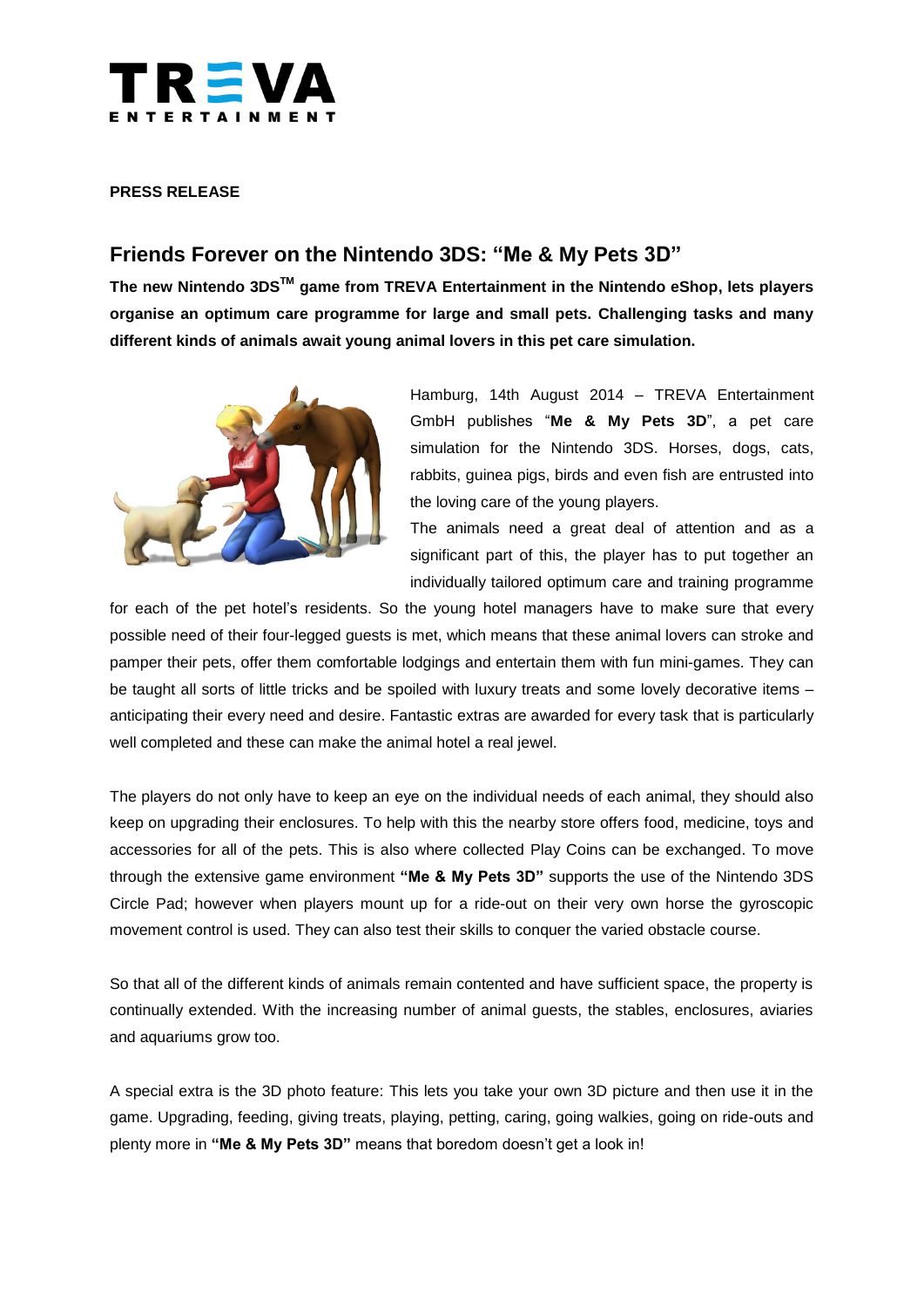**PRESS RELEASE**

## Friends Forever on the Nintendo 3DS: "Me & My Pets 3D"

**The new Nintendo 3DS™ game from TREVA Entertainment in the Nintendo eShop, lets players organise an optimum care programme for large and small pets. Challenging tasks and many different kinds of animals await young animal lovers in this pet care simulation.**

Hamburg, 14th August 2014 – TREVA Entertainment GmbH publishes "**Me & My Pets 3D**", a pet care simulation for the Nintendo 3DS. Horses, dogs, cats, rabbits, guinea pigs, birds and even fish are entrusted into the loving care of the young players.

The animals need a great deal of attention and as a significant part of this, the player has to put together an individually tailored optimum care and training programme for each of the pet hotel's residents. So the young hotel managers have to make sure that every possible need of their four-legged guests is met, which means that these animal lovers can stroke and pamper their pets, offer them comfortable lodgings and entertain them with fun mini-games. They can be taught all sorts of little tricks and be spoiled with luxury treats and some lovely decorative items – anticipating their every need and desire. Fantastic extras are awarded for every task that is particularly well completed and these can make the animal hotel a real jewel.

The players do not only have to keep an eye on the individual needs of each animal, they should also keep on upgrading their enclosures. To help with this the nearby store offers food, medicine, toys and accessories for all of the pets. This is also where collected Play Coins can be exchanged. To move through the extensive game environment **"Me & My Pets 3D"** supports the use of the Nintendo 3DS Circle Pad; however when players mount up for a ride-out on their very own horse the gyroscopic movement control is used. They can also test their skills to conquer the varied obstacle course.

So that all of the different kinds of animals remain contented and have sufficient space, the property is continually extended. With the increasing number of animal guests, the stables, enclosures, aviaries and aquariums grow too.

A special extra is the 3D photo feature: This lets you take your own 3D picture and then use it in the game. Upgrading, feeding, giving treats, playing, petting, caring, going walkies, going on ride-outs and plenty more in **"Me & My Pets 3D"** means that boredom doesn't get a look in!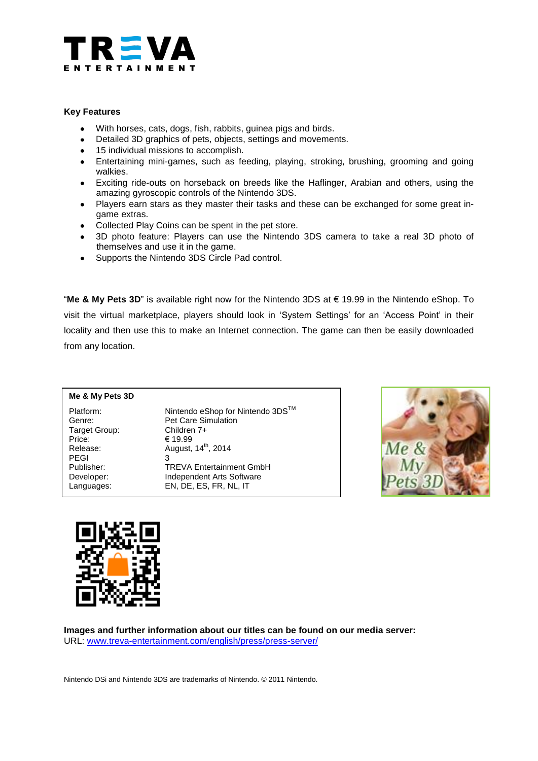**Key Features**

- With horses, cats, dogs, fish, rabbits, guinea pigs and birds.
- Detailed 3D graphics of pets, objects, settings and movements.
- 15 individual missions to accomplish.
- Entertaining mini-games, such as feeding, playing, stroking, brushing, grooming and going walkies.
- Exciting ride-outs on horseback on breeds like the Haflinger, Arabian and others, using the amazing gyroscopic controls of the Nintendo 3DS.
- Players earn stars as they master their tasks and these can be exchanged for some great in-game extras.
- Collected Play Coins can be spent in the pet store.
- 3D photo feature: Players can use the Nintendo 3DS camera to take a real 3D photo of themselves and use it in the game.
- Supports the Nintendo 3DS Circle Pad control.

"**Me & My Pets 3D**" is available right now for the Nintendo 3DS at € 19.99 in the Nintendo eShop. To visit the virtual marketplace, players should look in 'System Settings' for an 'Access Point' in their locality and then use this to make an Internet connection. The game can then be easily downloaded from any location.

| **Me & My Pets 3D** | |
|---|---|
| Platform: | Nintendo eShop for Nintendo 3DS™ |
| Genre: | Pet Care Simulation |
| Target Group: | Children 7+ |
| Price: | € 19.99 |
| Release: | August, 14th, 2014 |
| PEGI | 3 |
| Publisher: | TREVA Entertainment GmbH |
| Developer: | Independent Arts Software |
| Languages: | EN, DE, ES, FR, NL, IT |

**Images and further information about our titles can be found on our media server:**
URL: [www.treva-entertainment.com/english/press/press-server/](www.treva-entertainment.com/english/press/press-server/)

Nintendo DSi and Nintendo 3DS are trademarks of Nintendo. © 2011 Nintendo.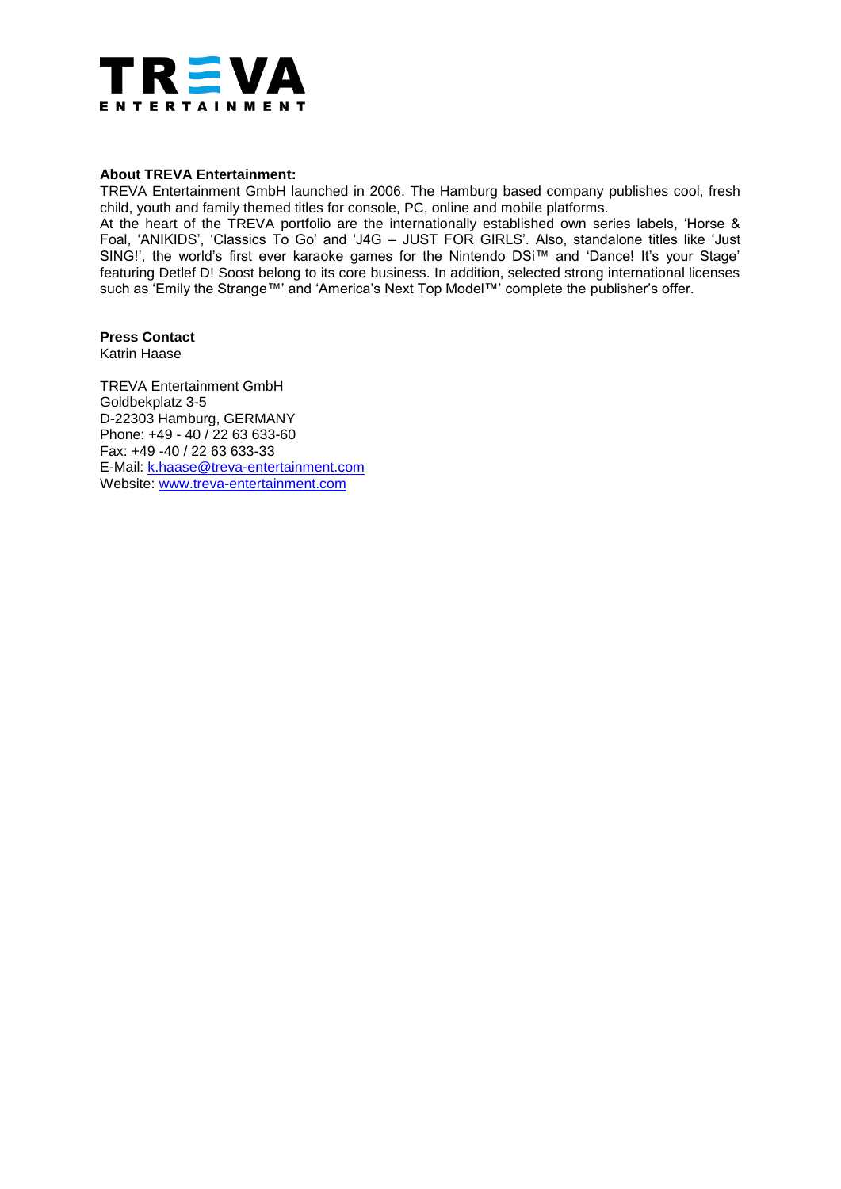**About TREVA Entertainment:**

TREVA Entertainment GmbH launched in 2006. The Hamburg based company publishes cool, fresh child, youth and family themed titles for console, PC, online and mobile platforms.
At the heart of the TREVA portfolio are the internationally established own series labels, 'Horse & Foal, 'ANIKIDS', 'Classics To Go' and 'J4G – JUST FOR GIRLS'. Also, standalone titles like 'Just SING!', the world's first ever karaoke games for the Nintendo DSi™ and 'Dance! It's your Stage' featuring Detlef D! Soost belong to its core business. In addition, selected strong international licenses such as 'Emily the Strange™' and 'America's Next Top Model™' complete the publisher's offer.

**Press Contact**
Katrin Haase

TREVA Entertainment GmbH
Goldbekplatz 3-5
D-22303 Hamburg, GERMANY
Phone: +49 - 40 / 22 63 633-60
Fax: +49 -40 / 22 63 633-33
E-Mail: k.haase@treva-entertainment.com
Website: www.treva-entertainment.com